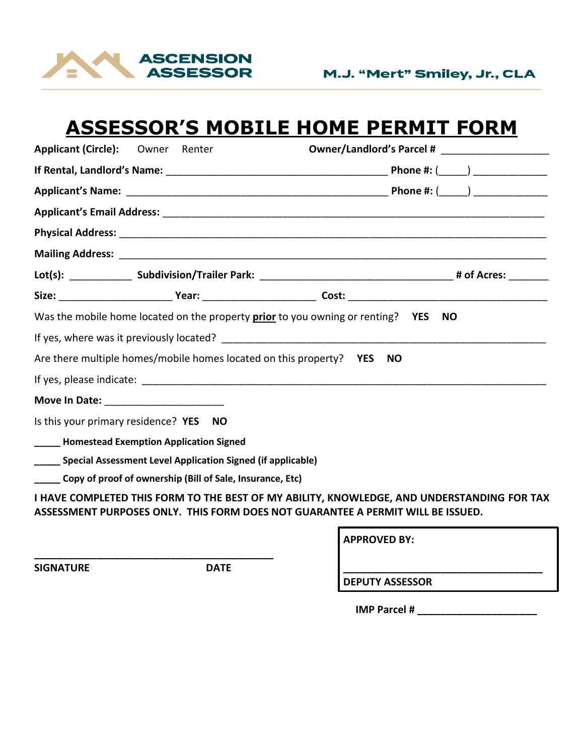**ASCENSION ASSESSOR**

**M.J. "Mert" Smiley, Jr., CLA**

# ASSESSOR'S MOBILE HOME PERMIT FORM

**Applicant (Circle):** Owner Renter **Owner/Landlord's Parcel #** ___________________

**If Rental, Landlord's Name:** ________________________________________ **Phone #:** (_____) _____________

**Applicant's Name:** ______________________________________________ **Phone #:** (_____) _____________

**Applicant's Email Address:** _____________________________________________________________________

**Physical Address:** ____________________________________________________________________________

**Mailing Address:** _____________________________________________________________________________

**Lot(s):** ___________ **Subdivision/Trailer Park:** ___________________________________ **# of Acres:** _______

**Size:** ____________________ **Year:** ____________________ **Cost:** ____________________________________

Was the mobile home located on the property **prior** to you owning or renting? **YES NO**

If yes, where was it previously located? _________________________________________________________

Are there multiple homes/mobile homes located on this property? **YES NO**

If yes, please indicate: _______________________________________________________________________

**Move In Date:** ______________________

Is this your primary residence? **YES NO**

**_____ Homestead Exemption Application Signed**

**_____ Special Assessment Level Application Signed (if applicable)**

**_____ Copy of proof of ownership (Bill of Sale, Insurance, Etc)**

**I HAVE COMPLETED THIS FORM TO THE BEST OF MY ABILITY, KNOWLEDGE, AND UNDERSTANDING FOR TAX ASSESSMENT PURPOSES ONLY. THIS FORM DOES NOT GUARANTEE A PERMIT WILL BE ISSUED.**

_____________________________________________

**SIGNATURE** **DATE**

**APPROVED BY:**

_____________________________________

**DEPUTY ASSESSOR**

**IMP Parcel #** ______________________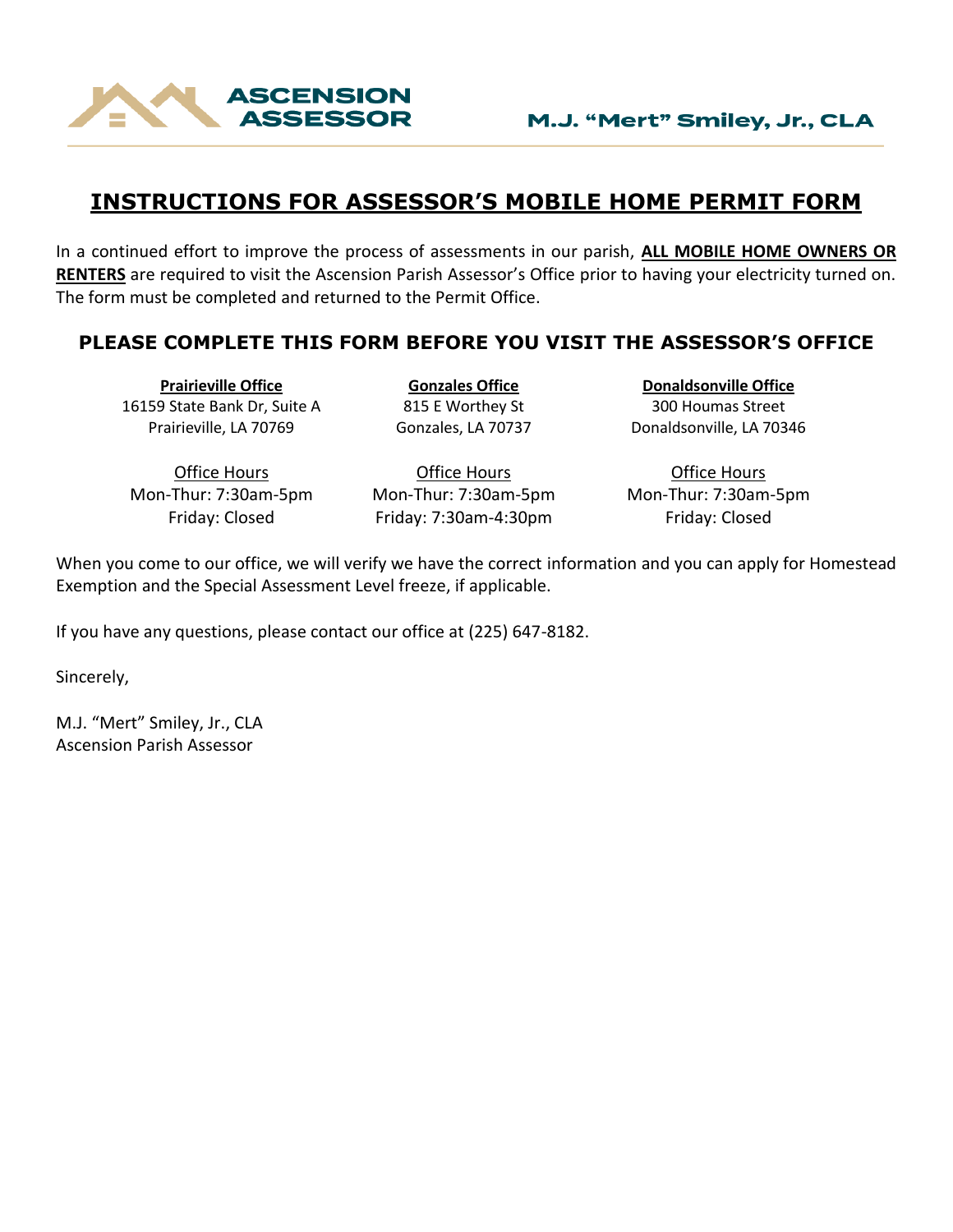ASCENSION ASSESSOR

M.J. "Mert" Smiley, Jr., CLA

# INSTRUCTIONS FOR ASSESSOR'S MOBILE HOME PERMIT FORM

In a continued effort to improve the process of assessments in our parish, **ALL MOBILE HOME OWNERS OR RENTERS** are required to visit the Ascension Parish Assessor's Office prior to having your electricity turned on. The form must be completed and returned to the Permit Office.

## PLEASE COMPLETE THIS FORM BEFORE YOU VISIT THE ASSESSOR'S OFFICE

**Prairieville Office**
16159 State Bank Dr, Suite A
Prairieville, LA 70769

Office Hours
Mon-Thur: 7:30am-5pm
Friday: Closed

**Gonzales Office**
815 E Worthey St
Gonzales, LA 70737

Office Hours
Mon-Thur: 7:30am-5pm
Friday: 7:30am-4:30pm

**Donaldsonville Office**
300 Houmas Street
Donaldsonville, LA 70346

Office Hours
Mon-Thur: 7:30am-5pm
Friday: Closed

When you come to our office, we will verify we have the correct information and you can apply for Homestead Exemption and the Special Assessment Level freeze, if applicable.

If you have any questions, please contact our office at (225) 647-8182.

Sincerely,

M.J. "Mert" Smiley, Jr., CLA
Ascension Parish Assessor